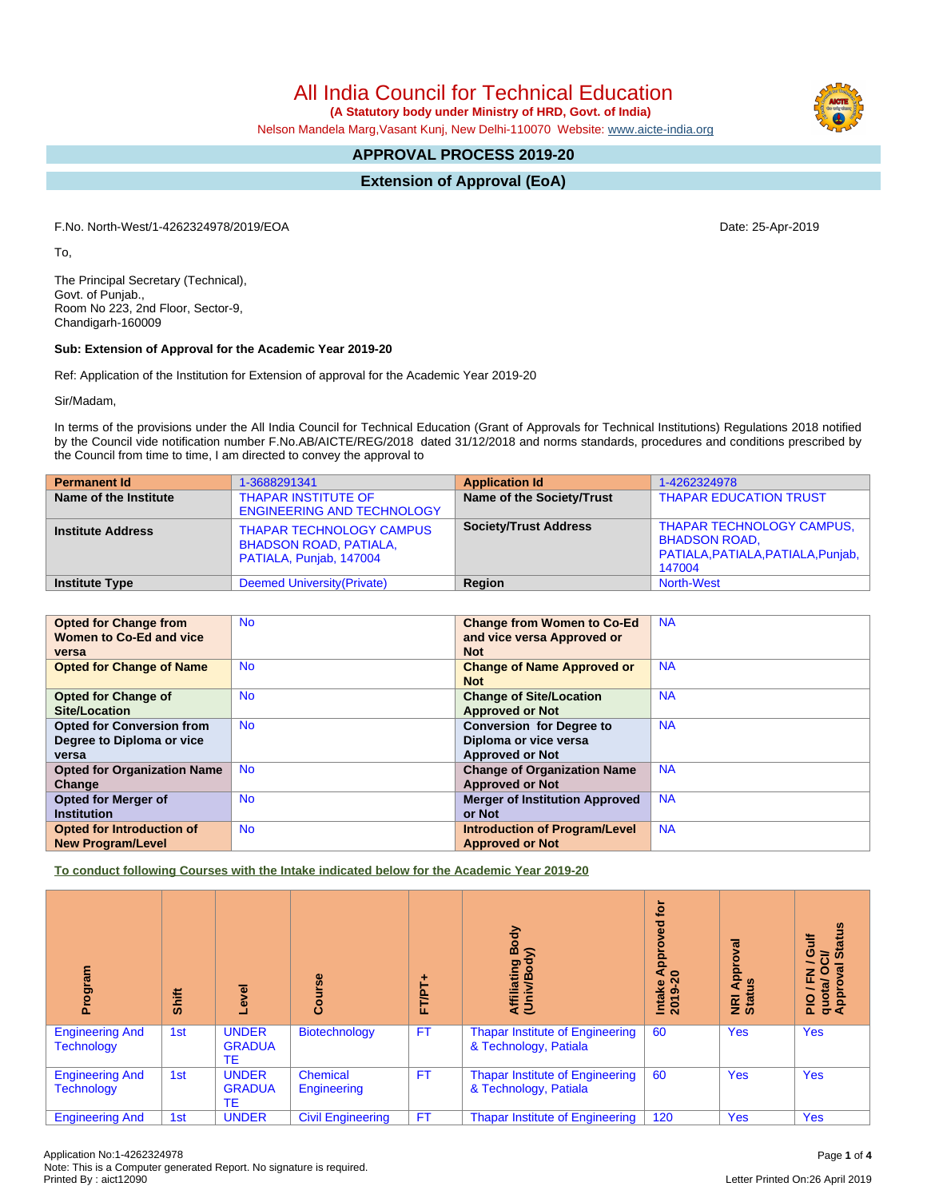# All India Council for Technical Education

**(A Statutory body under Ministry of HRD, Govt. of India)**

Nelson Mandela Marg,Vasant Kunj, New Delhi-110070 Website: www.aicte-india.org

## APPROVAL PROCESS 2019-20

## Extension of Approval (EoA)

F.No. North-West/1-4262324978/2019/EOA

Date: 25-Apr-2019

To,

The Principal Secretary (Technical),
Govt. of Punjab.,
Room No 223, 2nd Floor, Sector-9,
Chandigarh-160009

**Sub: Extension of Approval for the Academic Year 2019-20**

Ref: Application of the Institution for Extension of approval for the Academic Year 2019-20

Sir/Madam,

In terms of the provisions under the All India Council for Technical Education (Grant of Approvals for Technical Institutions) Regulations 2018 notified by the Council vide notification number F.No.AB/AICTE/REG/2018 dated 31/12/2018 and norms standards, procedures and conditions prescribed by the Council from time to time, I am directed to convey the approval to

| **Permanent Id** | 1-3688291341 | **Application Id** | 1-4262324978 |
|---|---|---|---|
| **Name of the Institute** | THAPAR INSTITUTE OF ENGINEERING AND TECHNOLOGY | **Name of the Society/Trust** | THAPAR EDUCATION TRUST |
| **Institute Address** | THAPAR TECHNOLOGY CAMPUS BHADSON ROAD, PATIALA, PATIALA, Punjab, 147004 | **Society/Trust Address** | THAPAR TECHNOLOGY CAMPUS, BHADSON ROAD, PATIALA,PATIALA,PATIALA,Punjab, 147004 |
| **Institute Type** | Deemed University(Private) | **Region** | North-West |

| **Opted for Change from Women to Co-Ed and vice versa** | No | **Change from Women to Co-Ed and vice versa Approved or Not** | NA |
|---|---|---|---|
| **Opted for Change of Name** | No | **Change of Name Approved or Not** | NA |
| **Opted for Change of Site/Location** | No | **Change of Site/Location Approved or Not** | NA |
| **Opted for Conversion from Degree to Diploma or vice versa** | No | **Conversion for Degree to Diploma or vice versa Approved or Not** | NA |
| **Opted for Organization Name Change** | No | **Change of Organization Name Approved or Not** | NA |
| **Opted for Merger of Institution** | No | **Merger of Institution Approved or Not** | NA |
| **Opted for Introduction of New Program/Level** | No | **Introduction of Program/Level Approved or Not** | NA |

**To conduct following Courses with the Intake indicated below for the Academic Year 2019-20**

| Program | Shift | Level | Course | FT/PT+ | Affiliating Body (Univ/Body) | Intake Approved for 2019-20 | NRI Approval Status | PIO / FN / Gulf quota/ OCI/ Approval Status |
|---|---|---|---|---|---|---|---|---|
| Engineering And Technology | 1st | UNDER GRADUATE | Biotechnology | FT | Thapar Institute of Engineering & Technology, Patiala | 60 | Yes | Yes |
| Engineering And Technology | 1st | UNDER GRADUATE | Chemical Engineering | FT | Thapar Institute of Engineering & Technology, Patiala | 60 | Yes | Yes |
| Engineering And | 1st | UNDER | Civil Engineering | FT | Thapar Institute of Engineering | 120 | Yes | Yes |

Application No:1-4262324978
Note: This is a Computer generated Report. No signature is required.
Printed By : aict12090

Letter Printed On:26 April 2019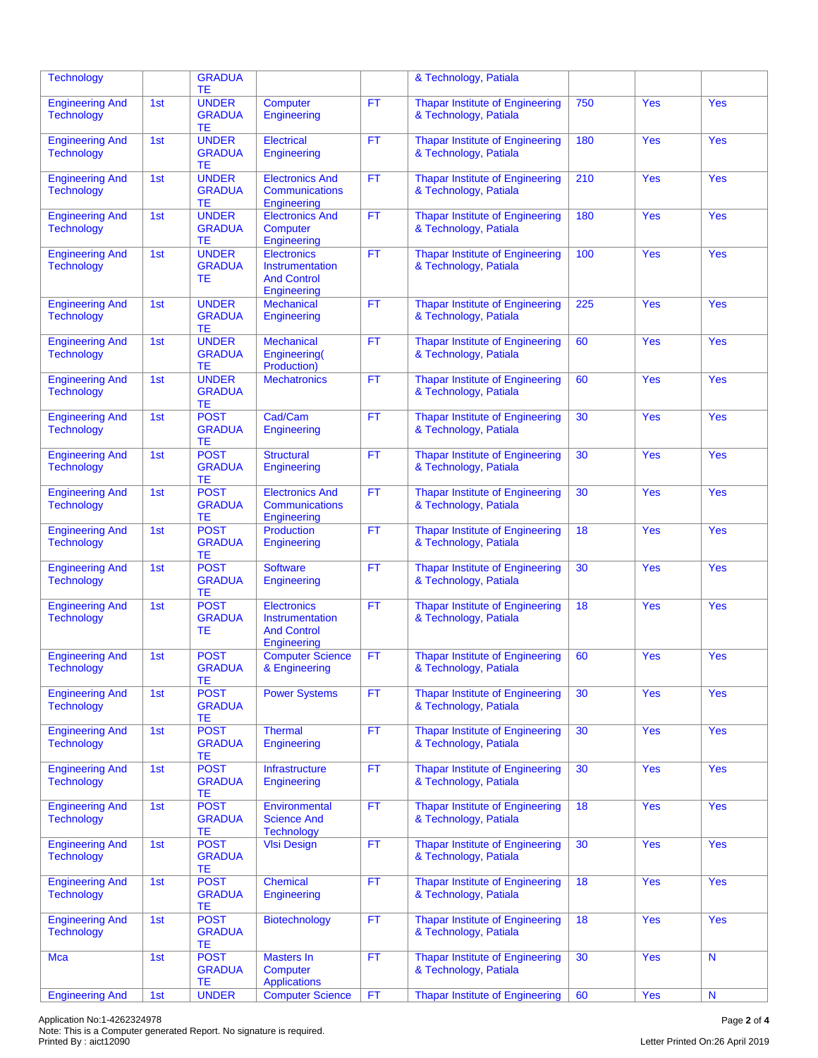| | | | | | | | | |
|---|---|---|---|---|---|---|---|---|
| Technology | | GRADUATE | | | & Technology, Patiala | | | |
| Engineering And Technology | 1st | UNDER GRADUATE | Computer Engineering | FT | Thapar Institute of Engineering & Technology, Patiala | 750 | Yes | Yes |
| Engineering And Technology | 1st | UNDER GRADUATE | Electrical Engineering | FT | Thapar Institute of Engineering & Technology, Patiala | 180 | Yes | Yes |
| Engineering And Technology | 1st | UNDER GRADUATE | Electronics And Communications Engineering | FT | Thapar Institute of Engineering & Technology, Patiala | 210 | Yes | Yes |
| Engineering And Technology | 1st | UNDER GRADUATE | Electronics And Computer Engineering | FT | Thapar Institute of Engineering & Technology, Patiala | 180 | Yes | Yes |
| Engineering And Technology | 1st | UNDER GRADUATE | Electronics Instrumentation And Control Engineering | FT | Thapar Institute of Engineering & Technology, Patiala | 100 | Yes | Yes |
| Engineering And Technology | 1st | UNDER GRADUATE | Mechanical Engineering | FT | Thapar Institute of Engineering & Technology, Patiala | 225 | Yes | Yes |
| Engineering And Technology | 1st | UNDER GRADUATE | Mechanical Engineering( Production) | FT | Thapar Institute of Engineering & Technology, Patiala | 60 | Yes | Yes |
| Engineering And Technology | 1st | UNDER GRADUATE | Mechatronics | FT | Thapar Institute of Engineering & Technology, Patiala | 60 | Yes | Yes |
| Engineering And Technology | 1st | POST GRADUATE | Cad/Cam Engineering | FT | Thapar Institute of Engineering & Technology, Patiala | 30 | Yes | Yes |
| Engineering And Technology | 1st | POST GRADUATE | Structural Engineering | FT | Thapar Institute of Engineering & Technology, Patiala | 30 | Yes | Yes |
| Engineering And Technology | 1st | POST GRADUATE | Electronics And Communications Engineering | FT | Thapar Institute of Engineering & Technology, Patiala | 30 | Yes | Yes |
| Engineering And Technology | 1st | POST GRADUATE | Production Engineering | FT | Thapar Institute of Engineering & Technology, Patiala | 18 | Yes | Yes |
| Engineering And Technology | 1st | POST GRADUATE | Software Engineering | FT | Thapar Institute of Engineering & Technology, Patiala | 30 | Yes | Yes |
| Engineering And Technology | 1st | POST GRADUATE | Electronics Instrumentation And Control Engineering | FT | Thapar Institute of Engineering & Technology, Patiala | 18 | Yes | Yes |
| Engineering And Technology | 1st | POST GRADUATE | Computer Science & Engineering | FT | Thapar Institute of Engineering & Technology, Patiala | 60 | Yes | Yes |
| Engineering And Technology | 1st | POST GRADUATE | Power Systems | FT | Thapar Institute of Engineering & Technology, Patiala | 30 | Yes | Yes |
| Engineering And Technology | 1st | POST GRADUATE | Thermal Engineering | FT | Thapar Institute of Engineering & Technology, Patiala | 30 | Yes | Yes |
| Engineering And Technology | 1st | POST GRADUATE | Infrastructure Engineering | FT | Thapar Institute of Engineering & Technology, Patiala | 30 | Yes | Yes |
| Engineering And Technology | 1st | POST GRADUATE | Environmental Science And Technology | FT | Thapar Institute of Engineering & Technology, Patiala | 18 | Yes | Yes |
| Engineering And Technology | 1st | POST GRADUATE | Vlsi Design | FT | Thapar Institute of Engineering & Technology, Patiala | 30 | Yes | Yes |
| Engineering And Technology | 1st | POST GRADUATE | Chemical Engineering | FT | Thapar Institute of Engineering & Technology, Patiala | 18 | Yes | Yes |
| Engineering And Technology | 1st | POST GRADUATE | Biotechnology | FT | Thapar Institute of Engineering & Technology, Patiala | 18 | Yes | Yes |
| Mca | 1st | POST GRADUATE | Masters In Computer Applications | FT | Thapar Institute of Engineering & Technology, Patiala | 30 | Yes | N |
| Engineering And | 1st | UNDER | Computer Science | FT | Thapar Institute of Engineering | 60 | Yes | N |

Application No:1-4262324978
Note: This is a Computer generated Report. No signature is required.
Printed By : aict12090

Letter Printed On:26 April 2019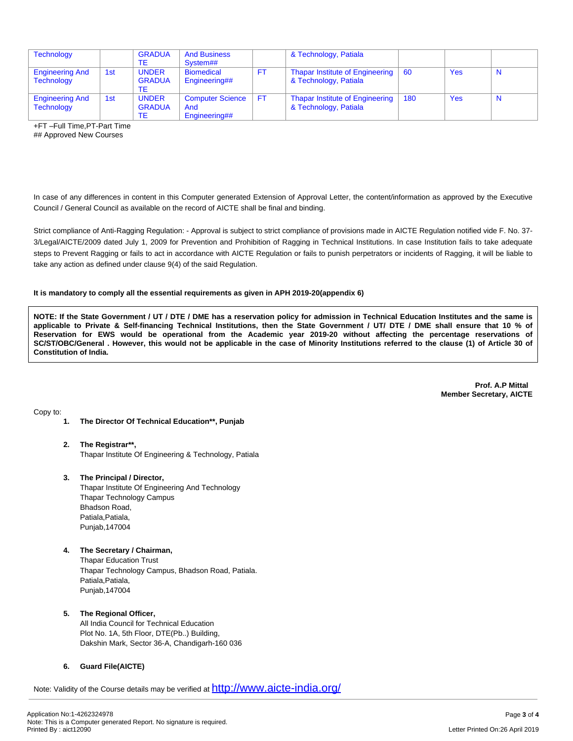| Technology | | GRADUATE | And Business System## | | & Technology, Patiala | | | |
|---|---|---|---|---|---|---|---|---|
| Engineering And Technology | 1st | UNDER GRADUATE | Biomedical Engineering## | FT | Thapar Institute of Engineering & Technology, Patiala | 60 | Yes | N |
| Engineering And Technology | 1st | UNDER GRADUATE | Computer Science And Engineering## | FT | Thapar Institute of Engineering & Technology, Patiala | 180 | Yes | N |

+FT –Full Time,PT-Part Time
## Approved New Courses

In case of any differences in content in this Computer generated Extension of Approval Letter, the content/information as approved by the Executive Council / General Council as available on the record of AICTE shall be final and binding.

Strict compliance of Anti-Ragging Regulation: - Approval is subject to strict compliance of provisions made in AICTE Regulation notified vide F. No. 37-3/Legal/AICTE/2009 dated July 1, 2009 for Prevention and Prohibition of Ragging in Technical Institutions. In case Institution fails to take adequate steps to Prevent Ragging or fails to act in accordance with AICTE Regulation or fails to punish perpetrators or incidents of Ragging, it will be liable to take any action as defined under clause 9(4) of the said Regulation.

**It is mandatory to comply all the essential requirements as given in APH 2019-20(appendix 6)**

**NOTE: If the State Government / UT / DTE / DME has a reservation policy for admission in Technical Education Institutes and the same is applicable to Private & Self-financing Technical Institutions, then the State Government / UT/ DTE / DME shall ensure that 10 % of Reservation for EWS would be operational from the Academic year 2019-20 without affecting the percentage reservations of SC/ST/OBC/General . However, this would not be applicable in the case of Minority Institutions referred to the clause (1) of Article 30 of Constitution of India.**

**Prof. A.P Mittal**
**Member Secretary, AICTE**

Copy to:

1. **The Director Of Technical Education**, Punjab**

2. **The Registrar**,**
   Thapar Institute Of Engineering & Technology, Patiala

3. **The Principal / Director,**
   Thapar Institute Of Engineering And Technology
   Thapar Technology Campus
   Bhadson Road,
   Patiala,Patiala,
   Punjab,147004

4. **The Secretary / Chairman,**
   Thapar Education Trust
   Thapar Technology Campus, Bhadson Road, Patiala.
   Patiala,Patiala,
   Punjab,147004

5. **The Regional Officer,**
   All India Council for Technical Education
   Plot No. 1A, 5th Floor, DTE(Pb..) Building,
   Dakshin Mark, Sector 36-A, Chandigarh-160 036

6. **Guard File(AICTE)**

Note: Validity of the Course details may be verified at http://www.aicte-india.org/

Application No:1-4262324978
Note: This is a Computer generated Report. No signature is required.
Printed By : aict12090

Letter Printed On:26 April 2019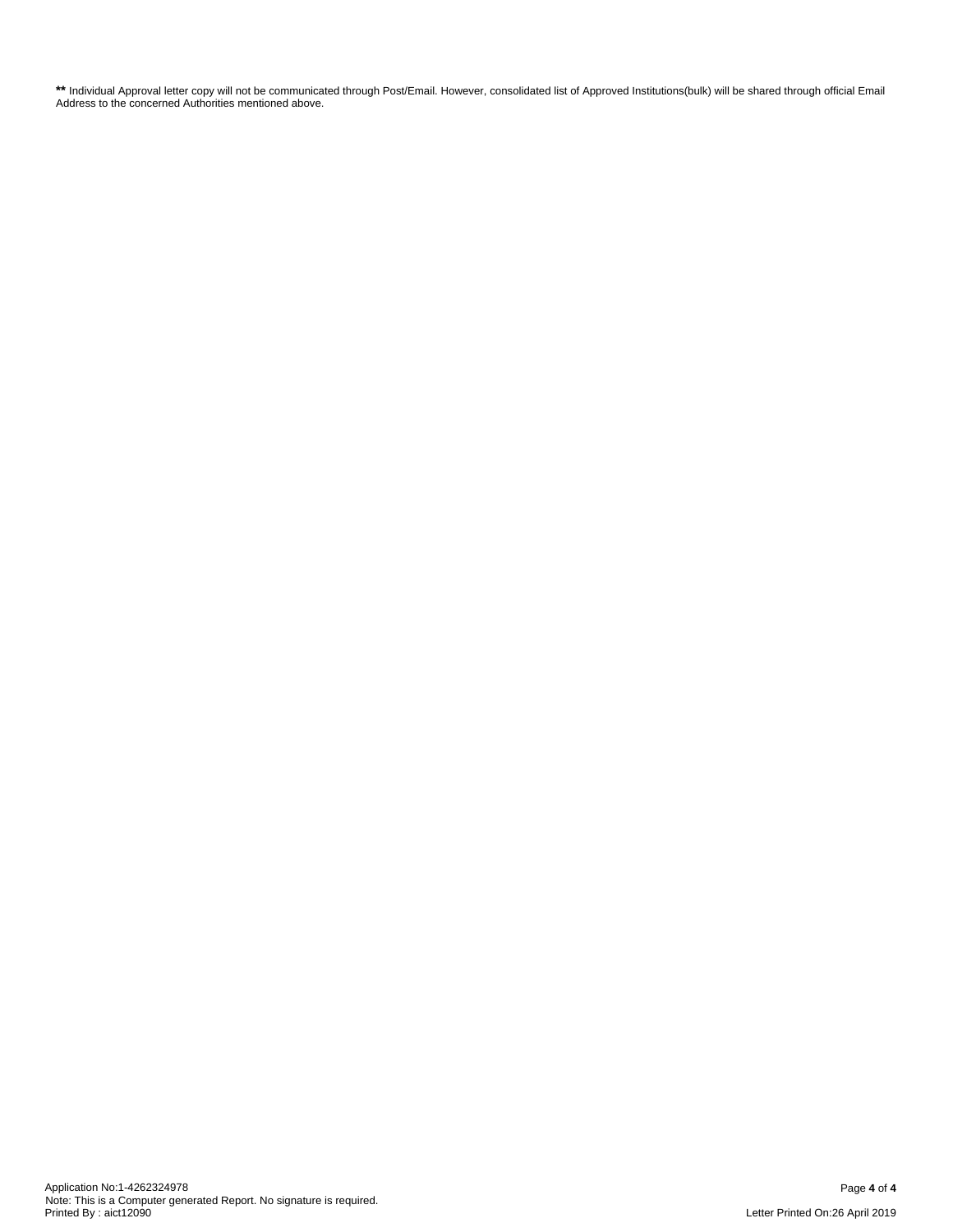** Individual Approval letter copy will not be communicated through Post/Email. However, consolidated list of Approved Institutions(bulk) will be shared through official Email Address to the concerned Authorities mentioned above.